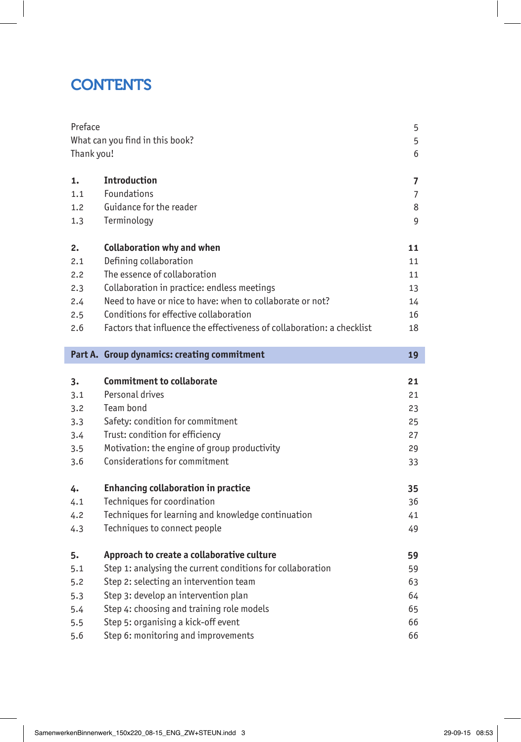# CONTENTS

| | | |
|---|---|---|
| Preface | | 5 |
| What can you find in this book? | | 5 |
| Thank you! | | 6 |
| **1.** | **Introduction** | **7** |
| 1.1 | Foundations | 7 |
| 1.2 | Guidance for the reader | 8 |
| 1.3 | Terminology | 9 |
| **2.** | **Collaboration why and when** | **11** |
| 2.1 | Defining collaboration | 11 |
| 2.2 | The essence of collaboration | 11 |
| 2.3 | Collaboration in practice: endless meetings | 13 |
| 2.4 | Need to have or nice to have: when to collaborate or not? | 14 |
| 2.5 | Conditions for effective collaboration | 16 |
| 2.6 | Factors that influence the effectiveness of collaboration: a checklist | 18 |
| **Part A.** | **Group dynamics: creating commitment** | **19** |
| **3.** | **Commitment to collaborate** | **21** |
| 3.1 | Personal drives | 21 |
| 3.2 | Team bond | 23 |
| 3.3 | Safety: condition for commitment | 25 |
| 3.4 | Trust: condition for efficiency | 27 |
| 3.5 | Motivation: the engine of group productivity | 29 |
| 3.6 | Considerations for commitment | 33 |
| **4.** | **Enhancing collaboration in practice** | **35** |
| 4.1 | Techniques for coordination | 36 |
| 4.2 | Techniques for learning and knowledge continuation | 41 |
| 4.3 | Techniques to connect people | 49 |
| **5.** | **Approach to create a collaborative culture** | **59** |
| 5.1 | Step 1: analysing the current conditions for collaboration | 59 |
| 5.2 | Step 2: selecting an intervention team | 63 |
| 5.3 | Step 3: develop an intervention plan | 64 |
| 5.4 | Step 4: choosing and training role models | 65 |
| 5.5 | Step 5: organising a kick-off event | 66 |
| 5.6 | Step 6: monitoring and improvements | 66 |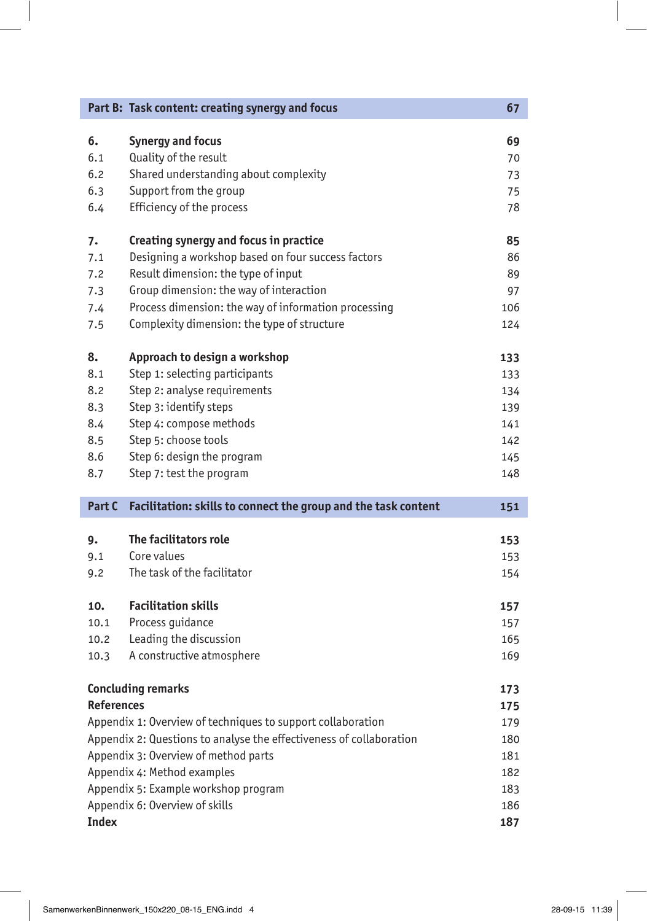| **Part B: Task content: creating synergy and focus** | | **67** |
|---|---|---|
| **6.** | **Synergy and focus** | **69** |
| 6.1 | Quality of the result | 70 |
| 6.2 | Shared understanding about complexity | 73 |
| 6.3 | Support from the group | 75 |
| 6.4 | Efficiency of the process | 78 |
| **7.** | **Creating synergy and focus in practice** | **85** |
| 7.1 | Designing a workshop based on four success factors | 86 |
| 7.2 | Result dimension: the type of input | 89 |
| 7.3 | Group dimension: the way of interaction | 97 |
| 7.4 | Process dimension: the way of information processing | 106 |
| 7.5 | Complexity dimension: the type of structure | 124 |
| **8.** | **Approach to design a workshop** | **133** |
| 8.1 | Step 1: selecting participants | 133 |
| 8.2 | Step 2: analyse requirements | 134 |
| 8.3 | Step 3: identify steps | 139 |
| 8.4 | Step 4: compose methods | 141 |
| 8.5 | Step 5: choose tools | 142 |
| 8.6 | Step 6: design the program | 145 |
| 8.7 | Step 7: test the program | 148 |
| **Part C** | **Facilitation: skills to connect the group and the task content** | **151** |
| **9.** | **The facilitators role** | **153** |
| 9.1 | Core values | 153 |
| 9.2 | The task of the facilitator | 154 |
| **10.** | **Facilitation skills** | **157** |
| 10.1 | Process guidance | 157 |
| 10.2 | Leading the discussion | 165 |
| 10.3 | A constructive atmosphere | 169 |
| **Concluding remarks** | | **173** |
| **References** | | **175** |
| Appendix 1: Overview of techniques to support collaboration | | 179 |
| Appendix 2: Questions to analyse the effectiveness of collaboration | | 180 |
| Appendix 3: Overview of method parts | | 181 |
| Appendix 4: Method examples | | 182 |
| Appendix 5: Example workshop program | | 183 |
| Appendix 6: Overview of skills | | 186 |
| **Index** | | **187** |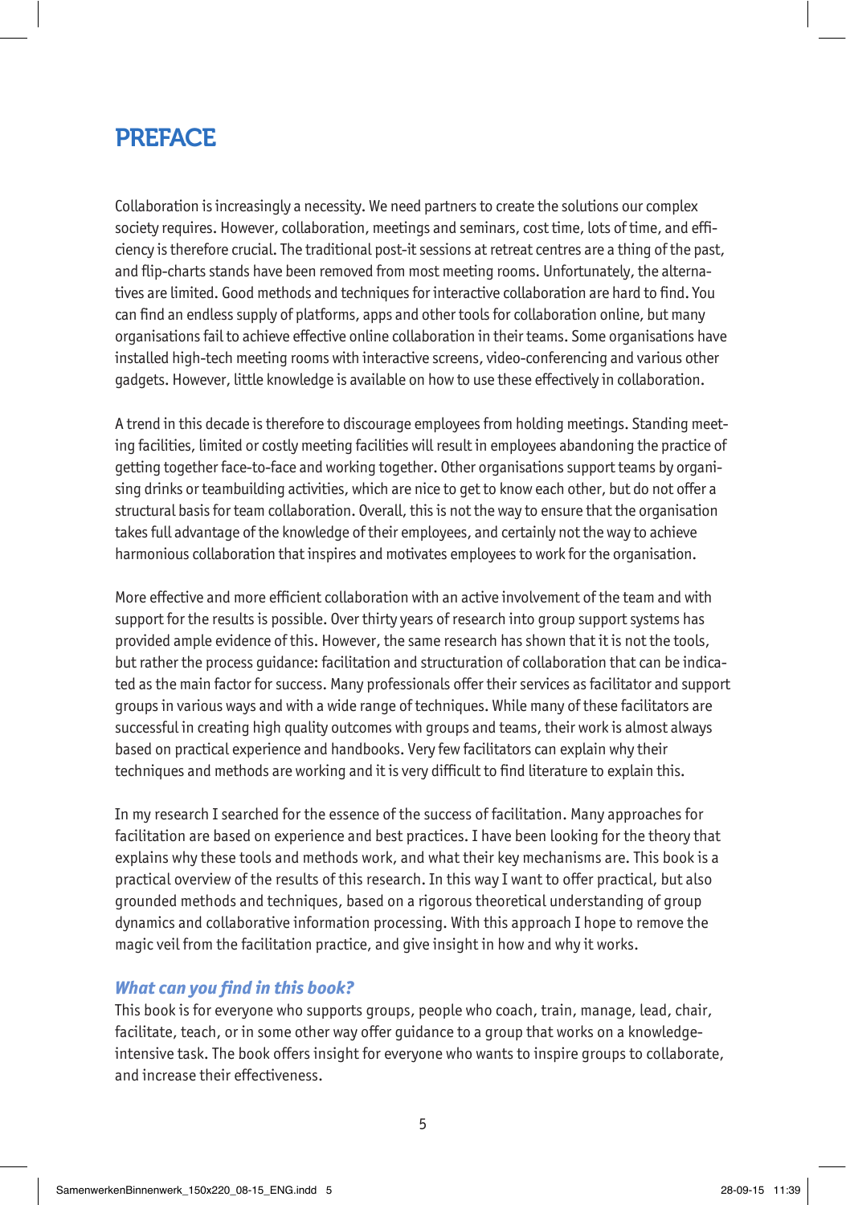# PREFACE

Collaboration is increasingly a necessity. We need partners to create the solutions our complex society requires. However, collaboration, meetings and seminars, cost time, lots of time, and efficiency is therefore crucial. The traditional post-it sessions at retreat centres are a thing of the past, and flip-charts stands have been removed from most meeting rooms. Unfortunately, the alternatives are limited. Good methods and techniques for interactive collaboration are hard to find. You can find an endless supply of platforms, apps and other tools for collaboration online, but many organisations fail to achieve effective online collaboration in their teams. Some organisations have installed high-tech meeting rooms with interactive screens, video-conferencing and various other gadgets. However, little knowledge is available on how to use these effectively in collaboration.

A trend in this decade is therefore to discourage employees from holding meetings. Standing meeting facilities, limited or costly meeting facilities will result in employees abandoning the practice of getting together face-to-face and working together. Other organisations support teams by organising drinks or teambuilding activities, which are nice to get to know each other, but do not offer a structural basis for team collaboration. Overall, this is not the way to ensure that the organisation takes full advantage of the knowledge of their employees, and certainly not the way to achieve harmonious collaboration that inspires and motivates employees to work for the organisation.

More effective and more efficient collaboration with an active involvement of the team and with support for the results is possible. Over thirty years of research into group support systems has provided ample evidence of this. However, the same research has shown that it is not the tools, but rather the process guidance: facilitation and structuration of collaboration that can be indicated as the main factor for success. Many professionals offer their services as facilitator and support groups in various ways and with a wide range of techniques. While many of these facilitators are successful in creating high quality outcomes with groups and teams, their work is almost always based on practical experience and handbooks. Very few facilitators can explain why their techniques and methods are working and it is very difficult to find literature to explain this.

In my research I searched for the essence of the success of facilitation. Many approaches for facilitation are based on experience and best practices. I have been looking for the theory that explains why these tools and methods work, and what their key mechanisms are. This book is a practical overview of the results of this research. In this way I want to offer practical, but also grounded methods and techniques, based on a rigorous theoretical understanding of group dynamics and collaborative information processing. With this approach I hope to remove the magic veil from the facilitation practice, and give insight in how and why it works.

### *What can you find in this book?*

This book is for everyone who supports groups, people who coach, train, manage, lead, chair, facilitate, teach, or in some other way offer guidance to a group that works on a knowledge-intensive task. The book offers insight for everyone who wants to inspire groups to collaborate, and increase their effectiveness.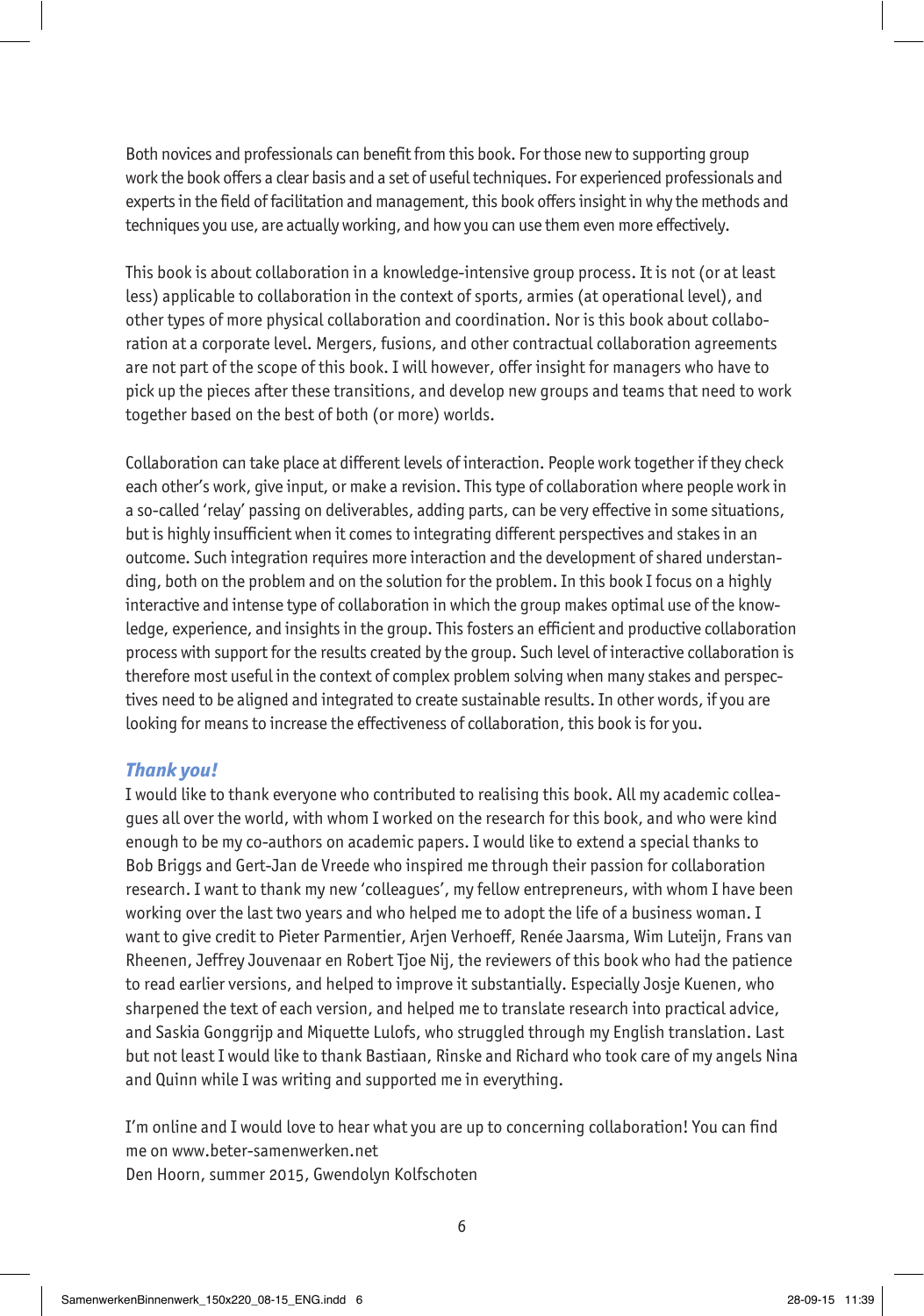Both novices and professionals can benefit from this book. For those new to supporting group work the book offers a clear basis and a set of useful techniques. For experienced professionals and experts in the field of facilitation and management, this book offers insight in why the methods and techniques you use, are actually working, and how you can use them even more effectively.

This book is about collaboration in a knowledge-intensive group process. It is not (or at least less) applicable to collaboration in the context of sports, armies (at operational level), and other types of more physical collaboration and coordination. Nor is this book about collaboration at a corporate level. Mergers, fusions, and other contractual collaboration agreements are not part of the scope of this book. I will however, offer insight for managers who have to pick up the pieces after these transitions, and develop new groups and teams that need to work together based on the best of both (or more) worlds.

Collaboration can take place at different levels of interaction. People work together if they check each other's work, give input, or make a revision. This type of collaboration where people work in a so-called 'relay' passing on deliverables, adding parts, can be very effective in some situations, but is highly insufficient when it comes to integrating different perspectives and stakes in an outcome. Such integration requires more interaction and the development of shared understanding, both on the problem and on the solution for the problem. In this book I focus on a highly interactive and intense type of collaboration in which the group makes optimal use of the knowledge, experience, and insights in the group. This fosters an efficient and productive collaboration process with support for the results created by the group. Such level of interactive collaboration is therefore most useful in the context of complex problem solving when many stakes and perspectives need to be aligned and integrated to create sustainable results. In other words, if you are looking for means to increase the effectiveness of collaboration, this book is for you.

### *Thank you!*

I would like to thank everyone who contributed to realising this book. All my academic colleagues all over the world, with whom I worked on the research for this book, and who were kind enough to be my co-authors on academic papers. I would like to extend a special thanks to Bob Briggs and Gert-Jan de Vreede who inspired me through their passion for collaboration research. I want to thank my new 'colleagues', my fellow entrepreneurs, with whom I have been working over the last two years and who helped me to adopt the life of a business woman. I want to give credit to Pieter Parmentier, Arjen Verhoeff, Renée Jaarsma, Wim Luteijn, Frans van Rheenen, Jeffrey Jouvenaar en Robert Tjoe Nij, the reviewers of this book who had the patience to read earlier versions, and helped to improve it substantially. Especially Josje Kuenen, who sharpened the text of each version, and helped me to translate research into practical advice, and Saskia Gonggrijp and Miquette Lulofs, who struggled through my English translation. Last but not least I would like to thank Bastiaan, Rinske and Richard who took care of my angels Nina and Quinn while I was writing and supported me in everything.

I'm online and I would love to hear what you are up to concerning collaboration! You can find me on www.beter-samenwerken.net
Den Hoorn, summer 2015, Gwendolyn Kolfschoten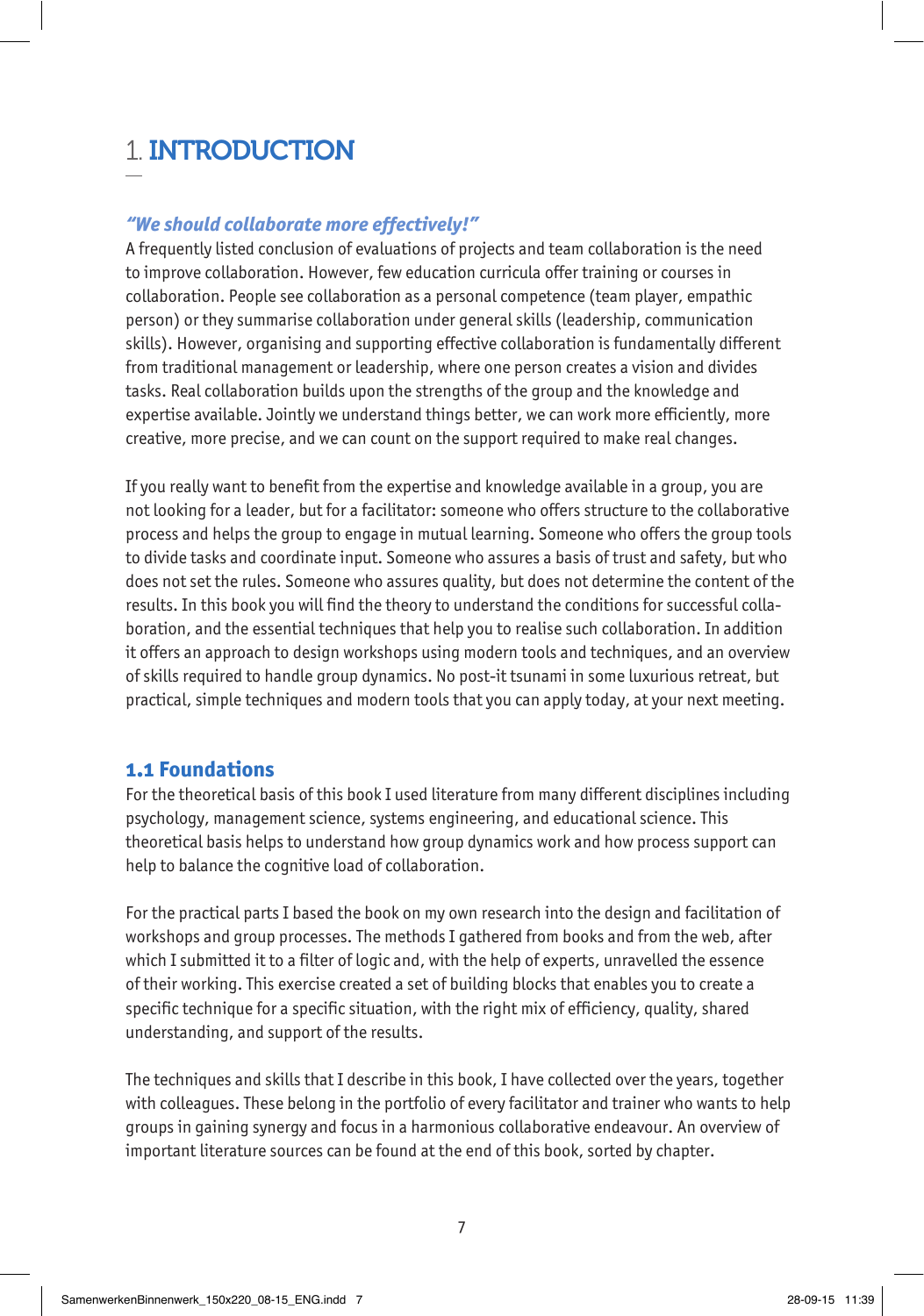# 1. INTRODUCTION

***"We should collaborate more effectively!"***

A frequently listed conclusion of evaluations of projects and team collaboration is the need to improve collaboration. However, few education curricula offer training or courses in collaboration. People see collaboration as a personal competence (team player, empathic person) or they summarise collaboration under general skills (leadership, communication skills). However, organising and supporting effective collaboration is fundamentally different from traditional management or leadership, where one person creates a vision and divides tasks. Real collaboration builds upon the strengths of the group and the knowledge and expertise available. Jointly we understand things better, we can work more efficiently, more creative, more precise, and we can count on the support required to make real changes.

If you really want to benefit from the expertise and knowledge available in a group, you are not looking for a leader, but for a facilitator: someone who offers structure to the collaborative process and helps the group to engage in mutual learning. Someone who offers the group tools to divide tasks and coordinate input. Someone who assures a basis of trust and safety, but who does not set the rules. Someone who assures quality, but does not determine the content of the results. In this book you will find the theory to understand the conditions for successful collaboration, and the essential techniques that help you to realise such collaboration. In addition it offers an approach to design workshops using modern tools and techniques, and an overview of skills required to handle group dynamics. No post-it tsunami in some luxurious retreat, but practical, simple techniques and modern tools that you can apply today, at your next meeting.

## 1.1 Foundations

For the theoretical basis of this book I used literature from many different disciplines including psychology, management science, systems engineering, and educational science. This theoretical basis helps to understand how group dynamics work and how process support can help to balance the cognitive load of collaboration.

For the practical parts I based the book on my own research into the design and facilitation of workshops and group processes. The methods I gathered from books and from the web, after which I submitted it to a filter of logic and, with the help of experts, unravelled the essence of their working. This exercise created a set of building blocks that enables you to create a specific technique for a specific situation, with the right mix of efficiency, quality, shared understanding, and support of the results.

The techniques and skills that I describe in this book, I have collected over the years, together with colleagues. These belong in the portfolio of every facilitator and trainer who wants to help groups in gaining synergy and focus in a harmonious collaborative endeavour. An overview of important literature sources can be found at the end of this book, sorted by chapter.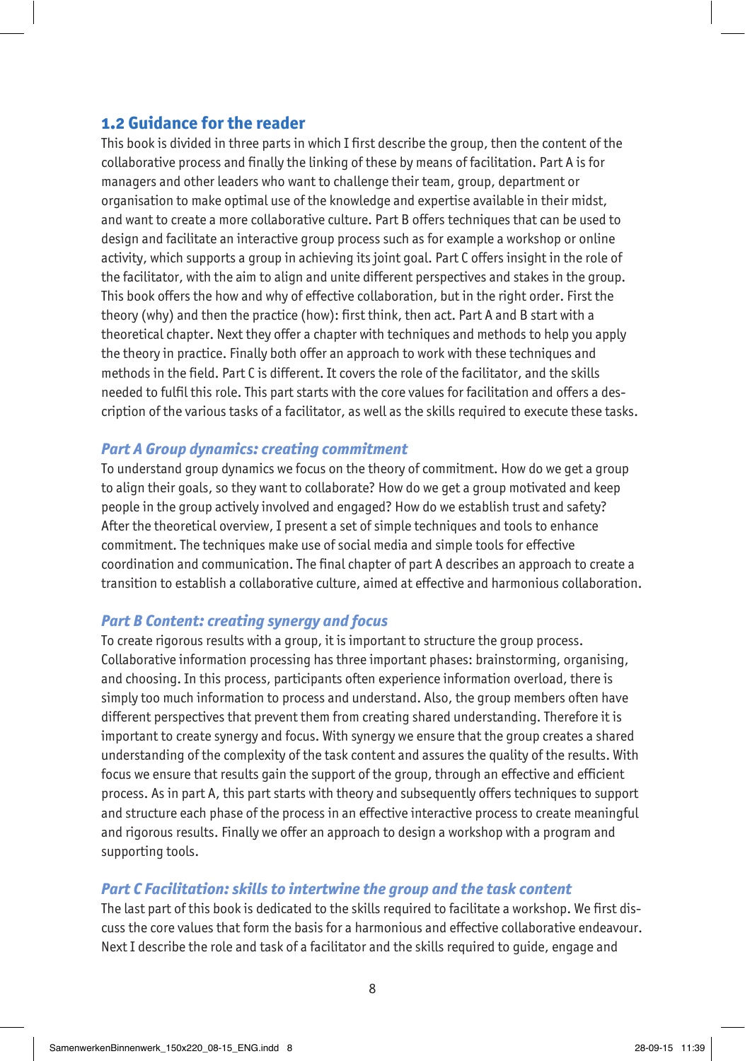## 1.2 Guidance for the reader

This book is divided in three parts in which I first describe the group, then the content of the collaborative process and finally the linking of these by means of facilitation. Part A is for managers and other leaders who want to challenge their team, group, department or organisation to make optimal use of the knowledge and expertise available in their midst, and want to create a more collaborative culture. Part B offers techniques that can be used to design and facilitate an interactive group process such as for example a workshop or online activity, which supports a group in achieving its joint goal. Part C offers insight in the role of the facilitator, with the aim to align and unite different perspectives and stakes in the group. This book offers the how and why of effective collaboration, but in the right order. First the theory (why) and then the practice (how): first think, then act. Part A and B start with a theoretical chapter. Next they offer a chapter with techniques and methods to help you apply the theory in practice. Finally both offer an approach to work with these techniques and methods in the field. Part C is different. It covers the role of the facilitator, and the skills needed to fulfil this role. This part starts with the core values for facilitation and offers a description of the various tasks of a facilitator, as well as the skills required to execute these tasks.

### *Part A Group dynamics: creating commitment*

To understand group dynamics we focus on the theory of commitment. How do we get a group to align their goals, so they want to collaborate? How do we get a group motivated and keep people in the group actively involved and engaged? How do we establish trust and safety? After the theoretical overview, I present a set of simple techniques and tools to enhance commitment. The techniques make use of social media and simple tools for effective coordination and communication. The final chapter of part A describes an approach to create a transition to establish a collaborative culture, aimed at effective and harmonious collaboration.

### *Part B Content: creating synergy and focus*

To create rigorous results with a group, it is important to structure the group process. Collaborative information processing has three important phases: brainstorming, organising, and choosing. In this process, participants often experience information overload, there is simply too much information to process and understand. Also, the group members often have different perspectives that prevent them from creating shared understanding. Therefore it is important to create synergy and focus. With synergy we ensure that the group creates a shared understanding of the complexity of the task content and assures the quality of the results. With focus we ensure that results gain the support of the group, through an effective and efficient process. As in part A, this part starts with theory and subsequently offers techniques to support and structure each phase of the process in an effective interactive process to create meaningful and rigorous results. Finally we offer an approach to design a workshop with a program and supporting tools.

### *Part C Facilitation: skills to intertwine the group and the task content*

The last part of this book is dedicated to the skills required to facilitate a workshop. We first discuss the core values that form the basis for a harmonious and effective collaborative endeavour. Next I describe the role and task of a facilitator and the skills required to guide, engage and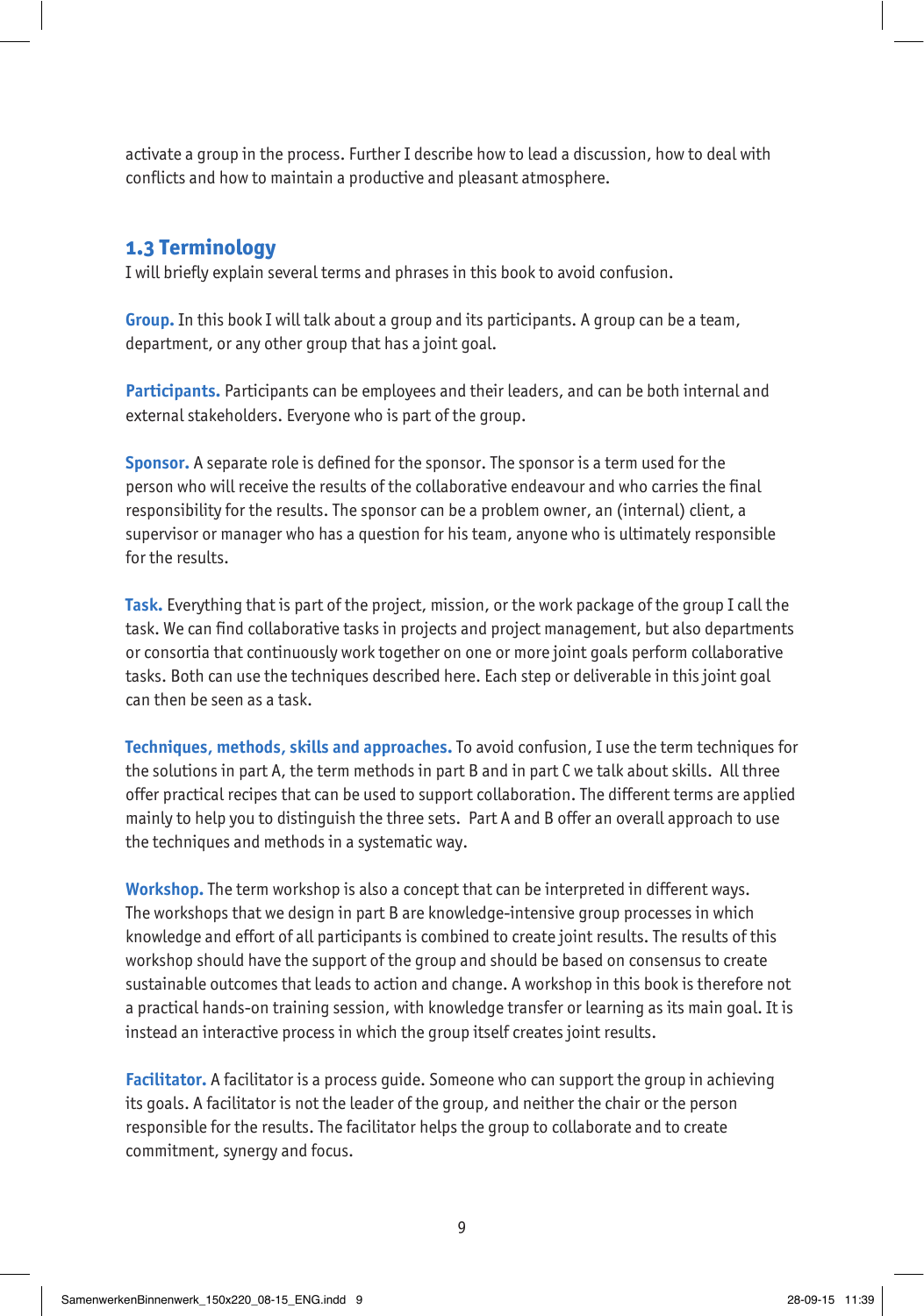activate a group in the process. Further I describe how to lead a discussion, how to deal with conflicts and how to maintain a productive and pleasant atmosphere.

## 1.3 Terminology

I will briefly explain several terms and phrases in this book to avoid confusion.

**Group.** In this book I will talk about a group and its participants. A group can be a team, department, or any other group that has a joint goal.

**Participants.** Participants can be employees and their leaders, and can be both internal and external stakeholders. Everyone who is part of the group.

**Sponsor.** A separate role is defined for the sponsor. The sponsor is a term used for the person who will receive the results of the collaborative endeavour and who carries the final responsibility for the results. The sponsor can be a problem owner, an (internal) client, a supervisor or manager who has a question for his team, anyone who is ultimately responsible for the results.

**Task.** Everything that is part of the project, mission, or the work package of the group I call the task. We can find collaborative tasks in projects and project management, but also departments or consortia that continuously work together on one or more joint goals perform collaborative tasks. Both can use the techniques described here. Each step or deliverable in this joint goal can then be seen as a task.

**Techniques, methods, skills and approaches.** To avoid confusion, I use the term techniques for the solutions in part A, the term methods in part B and in part C we talk about skills. All three offer practical recipes that can be used to support collaboration. The different terms are applied mainly to help you to distinguish the three sets. Part A and B offer an overall approach to use the techniques and methods in a systematic way.

**Workshop.** The term workshop is also a concept that can be interpreted in different ways. The workshops that we design in part B are knowledge-intensive group processes in which knowledge and effort of all participants is combined to create joint results. The results of this workshop should have the support of the group and should be based on consensus to create sustainable outcomes that leads to action and change. A workshop in this book is therefore not a practical hands-on training session, with knowledge transfer or learning as its main goal. It is instead an interactive process in which the group itself creates joint results.

**Facilitator.** A facilitator is a process guide. Someone who can support the group in achieving its goals. A facilitator is not the leader of the group, and neither the chair or the person responsible for the results. The facilitator helps the group to collaborate and to create commitment, synergy and focus.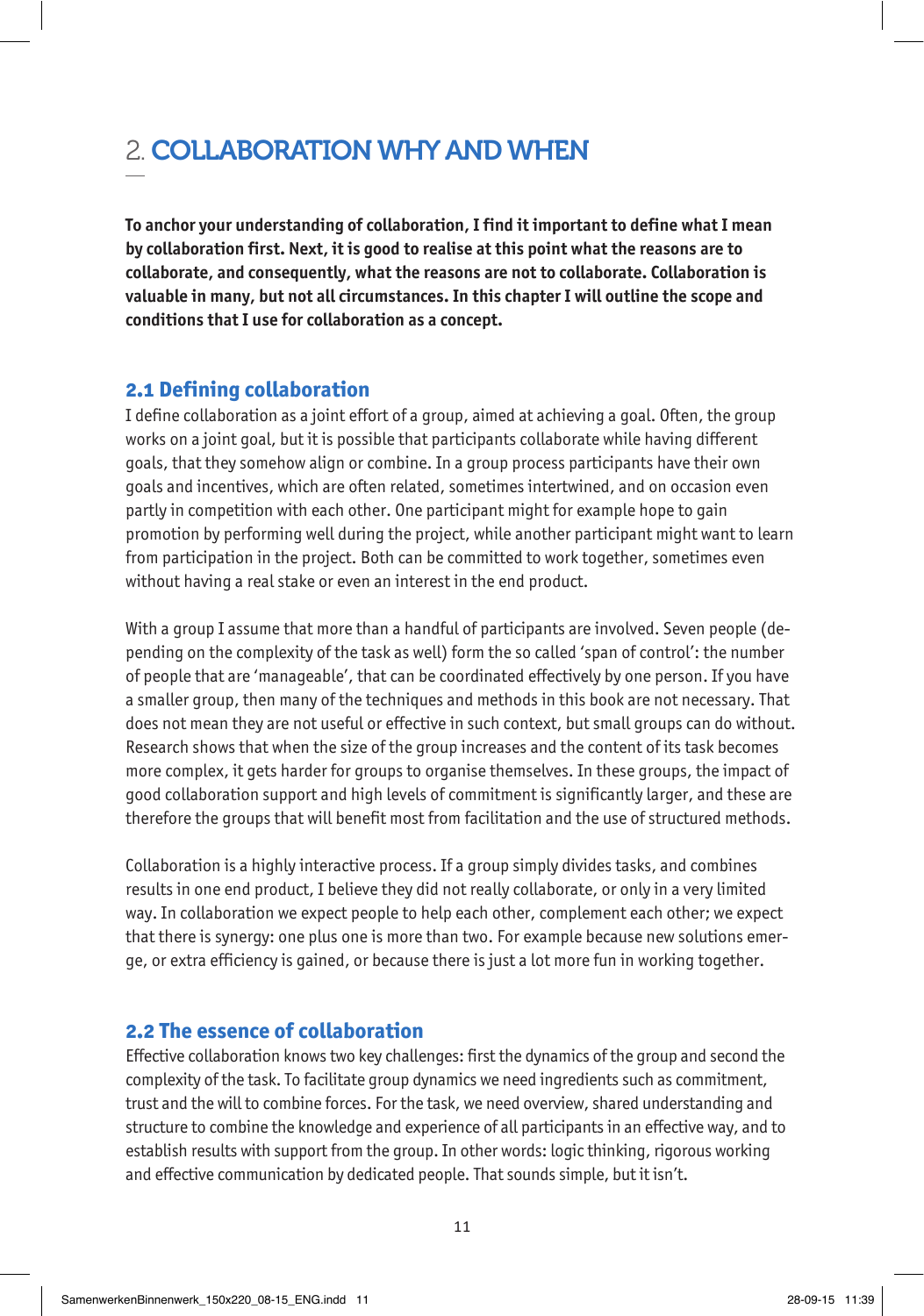# 2. COLLABORATION WHY AND WHEN

**To anchor your understanding of collaboration, I find it important to define what I mean by collaboration first. Next, it is good to realise at this point what the reasons are to collaborate, and consequently, what the reasons are not to collaborate. Collaboration is valuable in many, but not all circumstances. In this chapter I will outline the scope and conditions that I use for collaboration as a concept.**

## 2.1 Defining collaboration

I define collaboration as a joint effort of a group, aimed at achieving a goal. Often, the group works on a joint goal, but it is possible that participants collaborate while having different goals, that they somehow align or combine. In a group process participants have their own goals and incentives, which are often related, sometimes intertwined, and on occasion even partly in competition with each other. One participant might for example hope to gain promotion by performing well during the project, while another participant might want to learn from participation in the project. Both can be committed to work together, sometimes even without having a real stake or even an interest in the end product.

With a group I assume that more than a handful of participants are involved. Seven people (depending on the complexity of the task as well) form the so called 'span of control': the number of people that are 'manageable', that can be coordinated effectively by one person. If you have a smaller group, then many of the techniques and methods in this book are not necessary. That does not mean they are not useful or effective in such context, but small groups can do without. Research shows that when the size of the group increases and the content of its task becomes more complex, it gets harder for groups to organise themselves. In these groups, the impact of good collaboration support and high levels of commitment is significantly larger, and these are therefore the groups that will benefit most from facilitation and the use of structured methods.

Collaboration is a highly interactive process. If a group simply divides tasks, and combines results in one end product, I believe they did not really collaborate, or only in a very limited way. In collaboration we expect people to help each other, complement each other; we expect that there is synergy: one plus one is more than two. For example because new solutions emerge, or extra efficiency is gained, or because there is just a lot more fun in working together.

## 2.2 The essence of collaboration

Effective collaboration knows two key challenges: first the dynamics of the group and second the complexity of the task. To facilitate group dynamics we need ingredients such as commitment, trust and the will to combine forces. For the task, we need overview, shared understanding and structure to combine the knowledge and experience of all participants in an effective way, and to establish results with support from the group. In other words: logic thinking, rigorous working and effective communication by dedicated people. That sounds simple, but it isn't.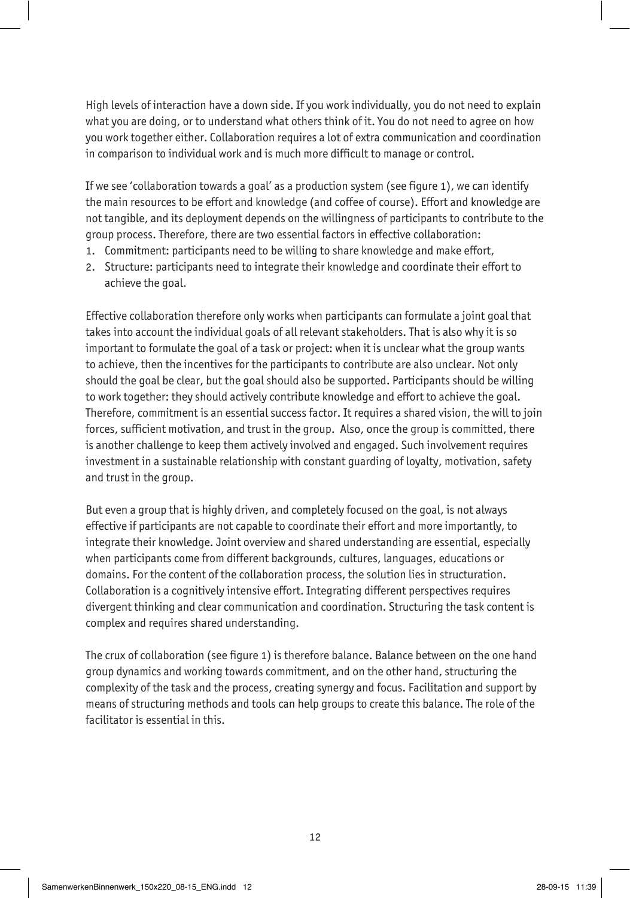High levels of interaction have a down side. If you work individually, you do not need to explain what you are doing, or to understand what others think of it. You do not need to agree on how you work together either. Collaboration requires a lot of extra communication and coordination in comparison to individual work and is much more difficult to manage or control.

If we see 'collaboration towards a goal' as a production system (see figure 1), we can identify the main resources to be effort and knowledge (and coffee of course). Effort and knowledge are not tangible, and its deployment depends on the willingness of participants to contribute to the group process. Therefore, there are two essential factors in effective collaboration:

1. Commitment: participants need to be willing to share knowledge and make effort,
2. Structure: participants need to integrate their knowledge and coordinate their effort to achieve the goal.

Effective collaboration therefore only works when participants can formulate a joint goal that takes into account the individual goals of all relevant stakeholders. That is also why it is so important to formulate the goal of a task or project: when it is unclear what the group wants to achieve, then the incentives for the participants to contribute are also unclear. Not only should the goal be clear, but the goal should also be supported. Participants should be willing to work together: they should actively contribute knowledge and effort to achieve the goal. Therefore, commitment is an essential success factor. It requires a shared vision, the will to join forces, sufficient motivation, and trust in the group. Also, once the group is committed, there is another challenge to keep them actively involved and engaged. Such involvement requires investment in a sustainable relationship with constant guarding of loyalty, motivation, safety and trust in the group.

But even a group that is highly driven, and completely focused on the goal, is not always effective if participants are not capable to coordinate their effort and more importantly, to integrate their knowledge. Joint overview and shared understanding are essential, especially when participants come from different backgrounds, cultures, languages, educations or domains. For the content of the collaboration process, the solution lies in structuration. Collaboration is a cognitively intensive effort. Integrating different perspectives requires divergent thinking and clear communication and coordination. Structuring the task content is complex and requires shared understanding.

The crux of collaboration (see figure 1) is therefore balance. Balance between on the one hand group dynamics and working towards commitment, and on the other hand, structuring the complexity of the task and the process, creating synergy and focus. Facilitation and support by means of structuring methods and tools can help groups to create this balance. The role of the facilitator is essential in this.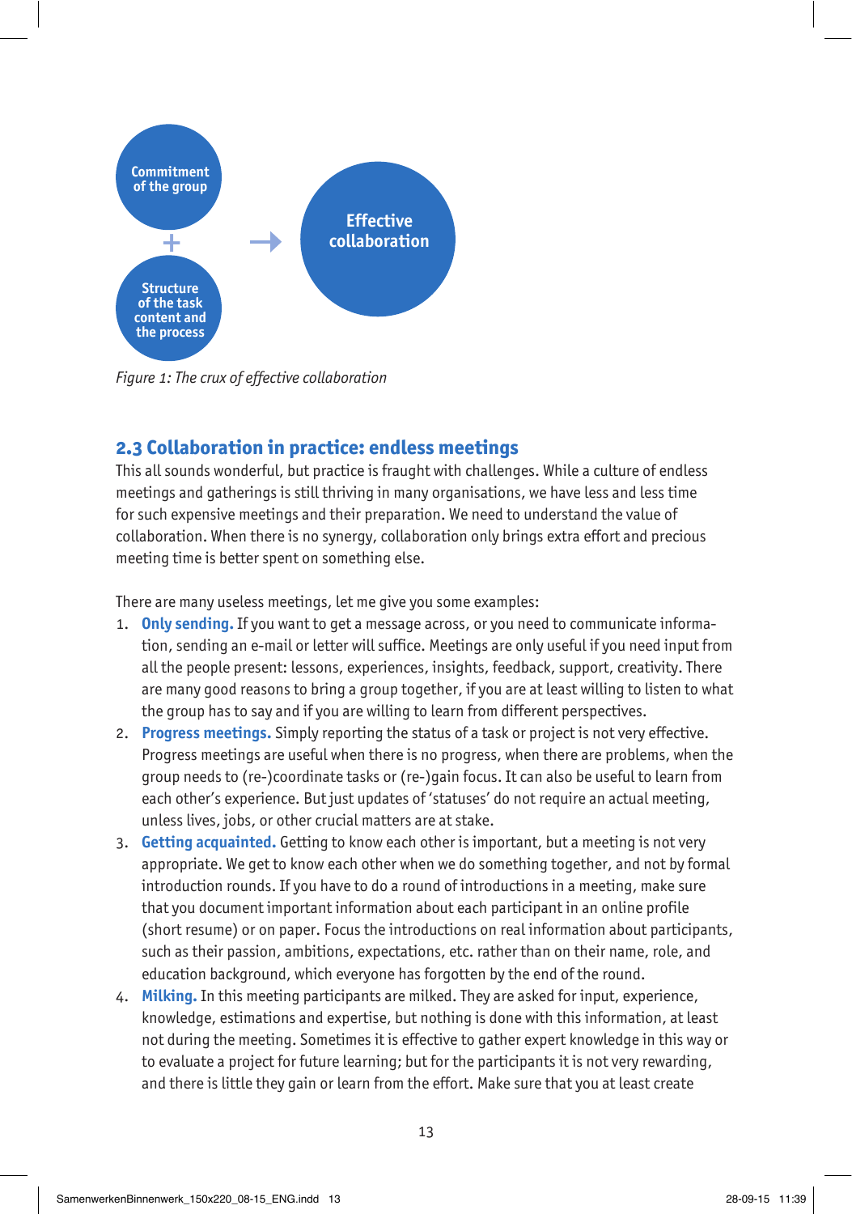Commitment of the group

+

Structure of the task content and the process

→

Effective collaboration

*Figure 1: The crux of effective collaboration*

## 2.3 Collaboration in practice: endless meetings

This all sounds wonderful, but practice is fraught with challenges. While a culture of endless meetings and gatherings is still thriving in many organisations, we have less and less time for such expensive meetings and their preparation. We need to understand the value of collaboration. When there is no synergy, collaboration only brings extra effort and precious meeting time is better spent on something else.

There are many useless meetings, let me give you some examples:

1. **Only sending.** If you want to get a message across, or you need to communicate information, sending an e-mail or letter will suffice. Meetings are only useful if you need input from all the people present: lessons, experiences, insights, feedback, support, creativity. There are many good reasons to bring a group together, if you are at least willing to listen to what the group has to say and if you are willing to learn from different perspectives.
2. **Progress meetings.** Simply reporting the status of a task or project is not very effective. Progress meetings are useful when there is no progress, when there are problems, when the group needs to (re-)coordinate tasks or (re-)gain focus. It can also be useful to learn from each other's experience. But just updates of 'statuses' do not require an actual meeting, unless lives, jobs, or other crucial matters are at stake.
3. **Getting acquainted.** Getting to know each other is important, but a meeting is not very appropriate. We get to know each other when we do something together, and not by formal introduction rounds. If you have to do a round of introductions in a meeting, make sure that you document important information about each participant in an online profile (short resume) or on paper. Focus the introductions on real information about participants, such as their passion, ambitions, expectations, etc. rather than on their name, role, and education background, which everyone has forgotten by the end of the round.
4. **Milking.** In this meeting participants are milked. They are asked for input, experience, knowledge, estimations and expertise, but nothing is done with this information, at least not during the meeting. Sometimes it is effective to gather expert knowledge in this way or to evaluate a project for future learning; but for the participants it is not very rewarding, and there is little they gain or learn from the effort. Make sure that you at least create